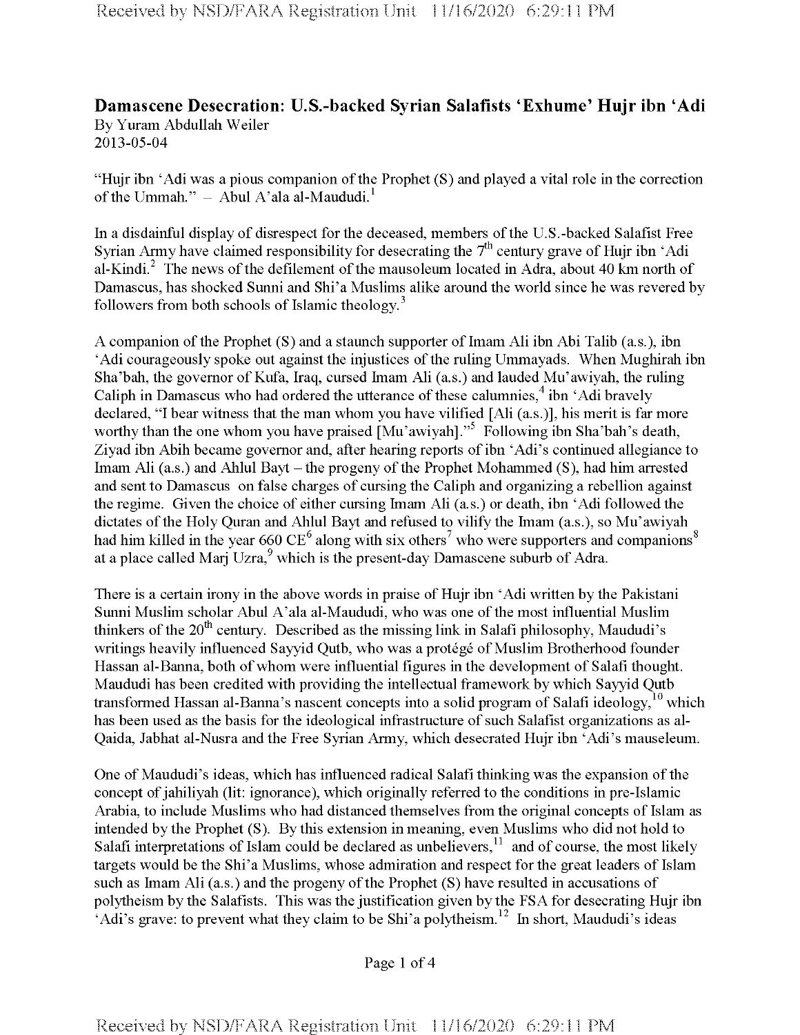## Damascene Desecration: U.S.-backed Syrian Salafists 'Exhume' Hujr ibn 'Adi

By Yuram Abdullah Weiler
2013-05-04

"Hujr ibn 'Adi was a pious companion of the Prophet (S) and played a vital role in the correction of the Ummah." – Abul A'ala al-Maududi.[1]

In a disdainful display of disrespect for the deceased, members of the U.S.-backed Salafist Free Syrian Army have claimed responsibility for desecrating the 7th century grave of Hujr ibn 'Adi al-Kindi.[2] The news of the defilement of the mausoleum located in Adra, about 40 km north of Damascus, has shocked Sunni and Shi'a Muslims alike around the world since he was revered by followers from both schools of Islamic theology.[3]

A companion of the Prophet (S) and a staunch supporter of Imam Ali ibn Abi Talib (a.s.), ibn 'Adi courageously spoke out against the injustices of the ruling Ummayads. When Mughirah ibn Sha'bah, the governor of Kufa, Iraq, cursed Imam Ali (a.s.) and lauded Mu'awiyah, the ruling Caliph in Damascus who had ordered the utterance of these calumnies,[4] ibn 'Adi bravely declared, "I bear witness that the man whom you have vilified [Ali (a.s.)], his merit is far more worthy than the one whom you have praised [Mu'awiyah]."[5] Following ibn Sha'bah's death, Ziyad ibn Abih became governor and, after hearing reports of ibn 'Adi's continued allegiance to Imam Ali (a.s.) and Ahlul Bayt – the progeny of the Prophet Mohammed (S), had him arrested and sent to Damascus on false charges of cursing the Caliph and organizing a rebellion against the regime. Given the choice of either cursing Imam Ali (a.s.) or death, ibn 'Adi followed the dictates of the Holy Quran and Ahlul Bayt and refused to vilify the Imam (a.s.), so Mu'awiyah had him killed in the year 660 CE[6] along with six others[7] who were supporters and companions[8] at a place called Marj Uzra,[9] which is the present-day Damascene suburb of Adra.

There is a certain irony in the above words in praise of Hujr ibn 'Adi written by the Pakistani Sunni Muslim scholar Abul A'ala al-Maududi, who was one of the most influential Muslim thinkers of the 20th century. Described as the missing link in Salafi philosophy, Maududi's writings heavily influenced Sayyid Qutb, who was a protégé of Muslim Brotherhood founder Hassan al-Banna, both of whom were influential figures in the development of Salafi thought. Maududi has been credited with providing the intellectual framework by which Sayyid Qutb transformed Hassan al-Banna's nascent concepts into a solid program of Salafi ideology,[10] which has been used as the basis for the ideological infrastructure of such Salafist organizations as al-Qaida, Jabhat al-Nusra and the Free Syrian Army, which desecrated Hujr ibn 'Adi's mauseleum.

One of Maududi's ideas, which has influenced radical Salafi thinking was the expansion of the concept of jahiliyah (lit: ignorance), which originally referred to the conditions in pre-Islamic Arabia, to include Muslims who had distanced themselves from the original concepts of Islam as intended by the Prophet (S). By this extension in meaning, even Muslims who did not hold to Salafi interpretations of Islam could be declared as unbelievers,[11] and of course, the most likely targets would be the Shi'a Muslims, whose admiration and respect for the great leaders of Islam such as Imam Ali (a.s.) and the progeny of the Prophet (S) have resulted in accusations of polytheism by the Salafists. This was the justification given by the FSA for desecrating Hujr ibn 'Adi's grave: to prevent what they claim to be Shi'a polytheism.[12] In short, Maududi's ideas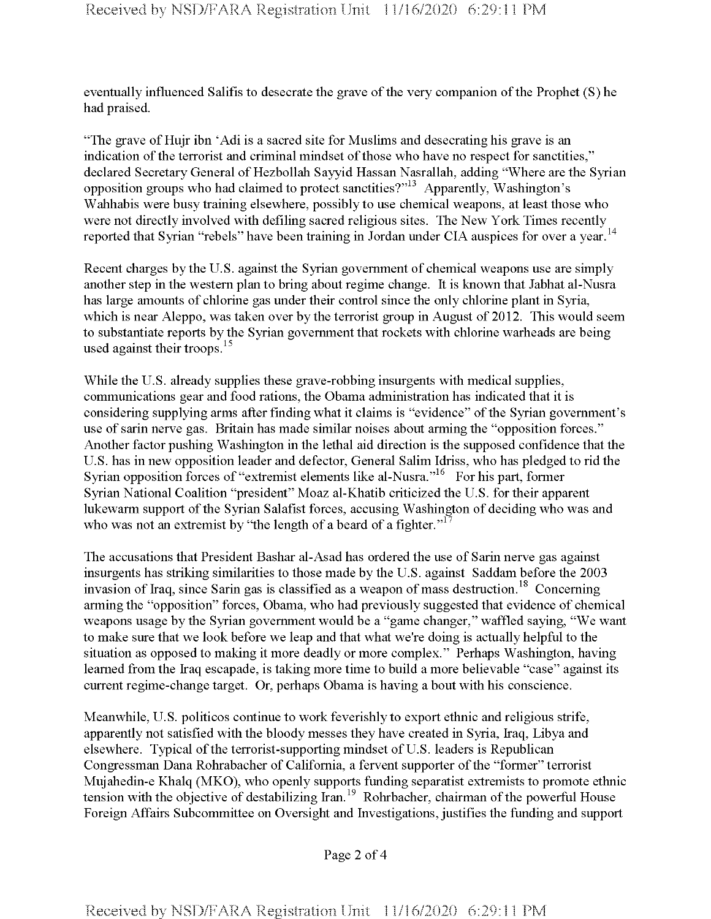eventually influenced Salifis to desecrate the grave of the very companion of the Prophet (S) he had praised.

"The grave of Hujr ibn 'Adi is a sacred site for Muslims and desecrating his grave is an indication of the terrorist and criminal mindset of those who have no respect for sanctities," declared Secretary General of Hezbollah Sayyid Hassan Nasrallah, adding "Where are the Syrian opposition groups who had claimed to protect sanctities?"[13] Apparently, Washington's Wahhabis were busy training elsewhere, possibly to use chemical weapons, at least those who were not directly involved with defiling sacred religious sites. The New York Times recently reported that Syrian "rebels" have been training in Jordan under CIA auspices for over a year.[14]

Recent charges by the U.S. against the Syrian government of chemical weapons use are simply another step in the western plan to bring about regime change. It is known that Jabhat al-Nusra has large amounts of chlorine gas under their control since the only chlorine plant in Syria, which is near Aleppo, was taken over by the terrorist group in August of 2012. This would seem to substantiate reports by the Syrian government that rockets with chlorine warheads are being used against their troops.[15]

While the U.S. already supplies these grave-robbing insurgents with medical supplies, communications gear and food rations, the Obama administration has indicated that it is considering supplying arms after finding what it claims is "evidence" of the Syrian government's use of sarin nerve gas. Britain has made similar noises about arming the "opposition forces." Another factor pushing Washington in the lethal aid direction is the supposed confidence that the U.S. has in new opposition leader and defector, General Salim Idriss, who has pledged to rid the Syrian opposition forces of "extremist elements like al-Nusra."[16] For his part, former Syrian National Coalition "president" Moaz al-Khatib criticized the U.S. for their apparent lukewarm support of the Syrian Salafist forces, accusing Washington of deciding who was and who was not an extremist by "the length of a beard of a fighter."[17]

The accusations that President Bashar al-Asad has ordered the use of Sarin nerve gas against insurgents has striking similarities to those made by the U.S. against Saddam before the 2003 invasion of Iraq, since Sarin gas is classified as a weapon of mass destruction.[18] Concerning arming the "opposition" forces, Obama, who had previously suggested that evidence of chemical weapons usage by the Syrian government would be a "game changer," waffled saying, "We want to make sure that we look before we leap and that what we're doing is actually helpful to the situation as opposed to making it more deadly or more complex." Perhaps Washington, having learned from the Iraq escapade, is taking more time to build a more believable "case" against its current regime-change target. Or, perhaps Obama is having a bout with his conscience.

Meanwhile, U.S. politicos continue to work feverishly to export ethnic and religious strife, apparently not satisfied with the bloody messes they have created in Syria, Iraq, Libya and elsewhere. Typical of the terrorist-supporting mindset of U.S. leaders is Republican Congressman Dana Rohrabacher of California, a fervent supporter of the "former" terrorist Mujahedin-e Khalq (MKO), who openly supports funding separatist extremists to promote ethnic tension with the objective of destabilizing Iran.[19] Rohrbacher, chairman of the powerful House Foreign Affairs Subcommittee on Oversight and Investigations, justifies the funding and support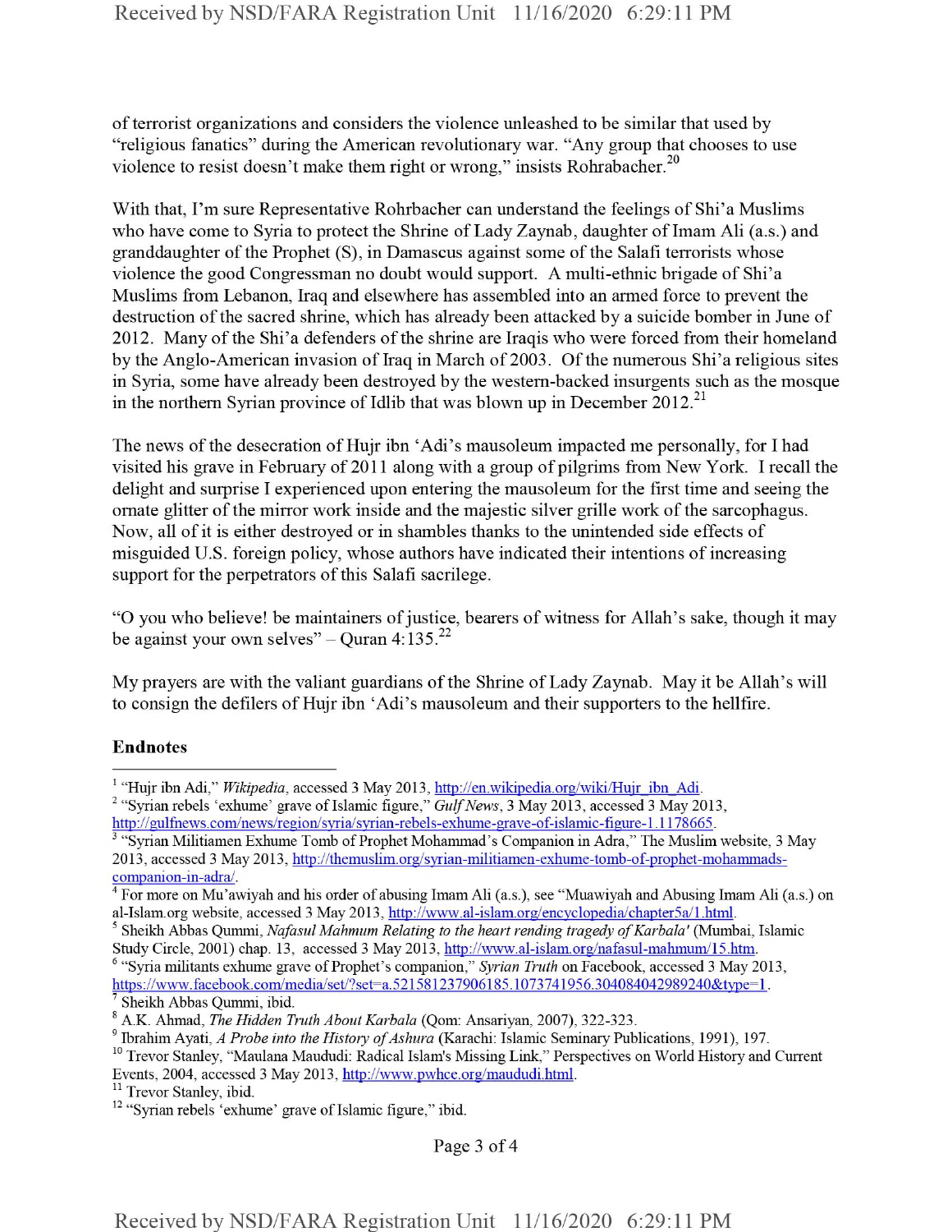of terrorist organizations and considers the violence unleashed to be similar that used by "religious fanatics" during the American revolutionary war. "Any group that chooses to use violence to resist doesn't make them right or wrong," insists Rohrabacher.[20]

With that, I'm sure Representative Rohrbacher can understand the feelings of Shi'a Muslims who have come to Syria to protect the Shrine of Lady Zaynab, daughter of Imam Ali (a.s.) and granddaughter of the Prophet (S), in Damascus against some of the Salafi terrorists whose violence the good Congressman no doubt would support. A multi-ethnic brigade of Shi'a Muslims from Lebanon, Iraq and elsewhere has assembled into an armed force to prevent the destruction of the sacred shrine, which has already been attacked by a suicide bomber in June of 2012. Many of the Shi'a defenders of the shrine are Iraqis who were forced from their homeland by the Anglo-American invasion of Iraq in March of 2003. Of the numerous Shi'a religious sites in Syria, some have already been destroyed by the western-backed insurgents such as the mosque in the northern Syrian province of Idlib that was blown up in December 2012.[21]

The news of the desecration of Hujr ibn 'Adi's mausoleum impacted me personally, for I had visited his grave in February of 2011 along with a group of pilgrims from New York. I recall the delight and surprise I experienced upon entering the mausoleum for the first time and seeing the ornate glitter of the mirror work inside and the majestic silver grille work of the sarcophagus. Now, all of it is either destroyed or in shambles thanks to the unintended side effects of misguided U.S. foreign policy, whose authors have indicated their intentions of increasing support for the perpetrators of this Salafi sacrilege.

"O you who believe! be maintainers of justice, bearers of witness for Allah's sake, though it may be against your own selves" – Quran 4:135.[22]

My prayers are with the valiant guardians of the Shrine of Lady Zaynab. May it be Allah's will to consign the defilers of Hujr ibn 'Adi's mausoleum and their supporters to the hellfire.

## Endnotes

[1] "Hujr ibn Adi," *Wikipedia*, accessed 3 May 2013, http://en.wikipedia.org/wiki/Hujr_ibn_Adi.

[2] "Syrian rebels 'exhume' grave of Islamic figure," *Gulf News*, 3 May 2013, accessed 3 May 2013, http://gulfnews.com/news/region/syria/syrian-rebels-exhume-grave-of-islamic-figure-1.1178665.

[3] "Syrian Militiamen Exhume Tomb of Prophet Mohammad's Companion in Adra," The Muslim website, 3 May 2013, accessed 3 May 2013, http://themuslim.org/syrian-militiamen-exhume-tomb-of-prophet-mohammads-companion-in-adra/.

[4] For more on Mu'awiyah and his order of abusing Imam Ali (a.s.), see "Muawiyah and Abusing Imam Ali (a.s.) on al-Islam.org website, accessed 3 May 2013, http://www.al-islam.org/encyclopedia/chapter5a/1.html.

[5] Sheikh Abbas Qummi, *Nafasul Mahmum Relating to the heart rending tragedy of Karbala'* (Mumbai, Islamic Study Circle, 2001) chap. 13, accessed 3 May 2013, http://www.al-islam.org/nafasul-mahmum/15.htm.

[6] "Syria militants exhume grave of Prophet's companion," *Syrian Truth* on Facebook, accessed 3 May 2013, https://www.facebook.com/media/set/?set=a.521581237906185.1073741956.304084042989240&type=1.

[7] Sheikh Abbas Qummi, ibid.

[8] A.K. Ahmad, *The Hidden Truth About Karbala* (Qom: Ansariyan, 2007), 322-323.

[9] Ibrahim Ayati, *A Probe into the History of Ashura* (Karachi: Islamic Seminary Publications, 1991), 197.

[10] Trevor Stanley, "Maulana Maududi: Radical Islam's Missing Link," Perspectives on World History and Current Events, 2004, accessed 3 May 2013, http://www.pwhce.org/maududi.html.

[11] Trevor Stanley, ibid.

[12] "Syrian rebels 'exhume' grave of Islamic figure," ibid.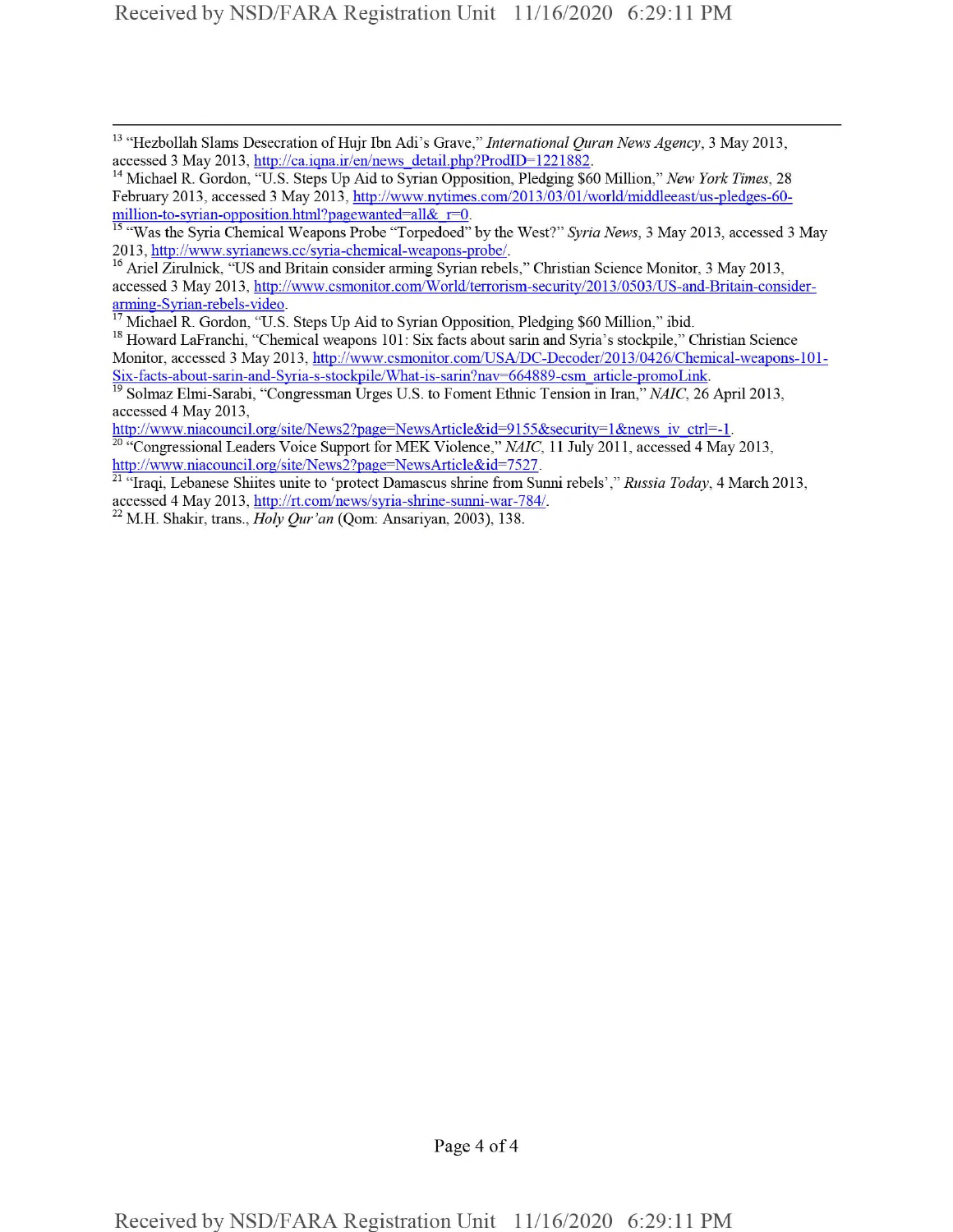[13] "Hezbollah Slams Desecration of Hujr Ibn Adi's Grave," *International Quran News Agency*, 3 May 2013, accessed 3 May 2013, http://ca.iqna.ir/en/news_detail.php?ProdID=1221882.

[14] Michael R. Gordon, "U.S. Steps Up Aid to Syrian Opposition, Pledging $60 Million," *New York Times*, 28 February 2013, accessed 3 May 2013, http://www.nytimes.com/2013/03/01/world/middleeast/us-pledges-60-million-to-syrian-opposition.html?pagewanted=all&_r=0.

[15] "Was the Syria Chemical Weapons Probe "Torpedoed" by the West?" *Syria News*, 3 May 2013, accessed 3 May 2013, http://www.syrianews.cc/syria-chemical-weapons-probe/.

[16] Ariel Zirulnick, "US and Britain consider arming Syrian rebels," Christian Science Monitor, 3 May 2013, accessed 3 May 2013, http://www.csmonitor.com/World/terrorism-security/2013/0503/US-and-Britain-consider-arming-Syrian-rebels-video.

[17] Michael R. Gordon, "U.S. Steps Up Aid to Syrian Opposition, Pledging $60 Million," ibid.

[18] Howard LaFranchi, "Chemical weapons 101: Six facts about sarin and Syria's stockpile," Christian Science Monitor, accessed 3 May 2013, http://www.csmonitor.com/USA/DC-Decoder/2013/0426/Chemical-weapons-101-Six-facts-about-sarin-and-Syria-s-stockpile/What-is-sarin?nav=664889-csm_article-promoLink.

[19] Solmaz Elmi-Sarabi, "Congressman Urges U.S. to Foment Ethnic Tension in Iran," *NAIC*, 26 April 2013, accessed 4 May 2013, http://www.niacouncil.org/site/News2?page=NewsArticle&id=9155&security=1&news_iv_ctrl=-1.

[20] "Congressional Leaders Voice Support for MEK Violence," *NAIC*, 11 July 2011, accessed 4 May 2013, http://www.niacouncil.org/site/News2?page=NewsArticle&id=7527.

[21] "Iraqi, Lebanese Shiites unite to 'protect Damascus shrine from Sunni rebels'," *Russia Today*, 4 March 2013, accessed 4 May 2013, http://rt.com/news/syria-shrine-sunni-war-784/.

[22] M.H. Shakir, trans., *Holy Qur'an* (Qom: Ansariyan, 2003), 138.